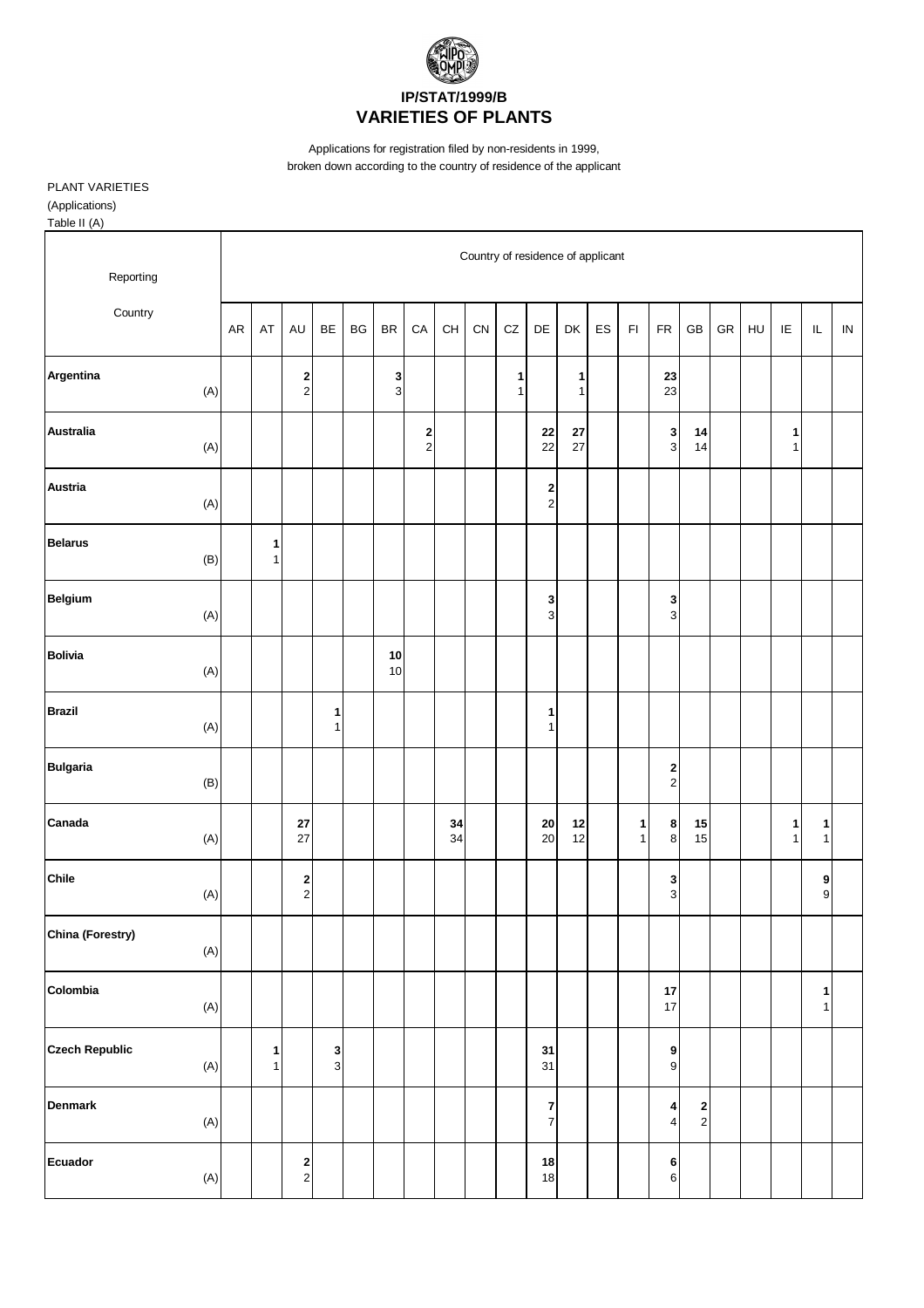**IP/STAT/1999/B**

# VARIETIES OF PLANTS

Applications for registration filed by non-residents in 1999,
broken down according to the country of residence of the applicant

PLANT VARIETIES
(Applications)
Table II (A)

| Reporting Country | | Country of residence of applicant | | | | | | | | | | | | | | | | | | | | |
|---|---|---|---|---|---|---|---|---|---|---|---|---|---|---|---|---|---|---|---|---|---|---|
| | | AR | AT | AU | BE | BG | BR | CA | CH | CN | CZ | DE | DK | ES | FI | FR | GB | GR | HU | IE | IL | IN |
| **Argentina** | (A) | | | **2**<br>2 | | | **3**<br>3 | | | | **1**<br>1 | | **1**<br>1 | | | **23**<br>23 | | | | | | |
| **Australia** | (A) | | | | | | | **2**<br>2 | | | | **22**<br>22 | **27**<br>27 | | | **3**<br>3 | **14**<br>14 | | | **1**<br>1 | | |
| **Austria** | (A) | | | | | | | | | | | **2**<br>2 | | | | | | | | | | |
| **Belarus** | (B) | | **1**<br>1 | | | | | | | | | | | | | | | | | | | |
| **Belgium** | (A) | | | | | | | | | | | **3**<br>3 | | | | **3**<br>3 | | | | | | |
| **Bolivia** | (A) | | | | | | **10**<br>10 | | | | | | | | | | | | | | | |
| **Brazil** | (A) | | | | **1**<br>1 | | | | | | | **1**<br>1 | | | | | | | | | | |
| **Bulgaria** | (B) | | | | | | | | | | | | | | | **2**<br>2 | | | | | | |
| **Canada** | (A) | | | **27**<br>27 | | | | | **34**<br>34 | | | **20**<br>20 | **12**<br>12 | | **1**<br>1 | **8**<br>8 | **15**<br>15 | | | **1**<br>1 | **1**<br>1 | |
| **Chile** | (A) | | | **2**<br>2 | | | | | | | | | | | | **3**<br>3 | | | | | **9**<br>9 | |
| **China (Forestry)** | (A) | | | | | | | | | | | | | | | | | | | | | |
| **Colombia** | (A) | | | | | | | | | | | | | | | **17**<br>17 | | | | | **1**<br>1 | |
| **Czech Republic** | (A) | | **1**<br>1 | | **3**<br>3 | | | | | | | **31**<br>31 | | | | **9**<br>9 | | | | | | |
| **Denmark** | (A) | | | | | | | | | | | **7**<br>7 | | | | **4**<br>4 | **2**<br>2 | | | | | |
| **Ecuador** | (A) | | | **2**<br>2 | | | | | | | | **18**<br>18 | | | | **6**<br>6 | | | | | | |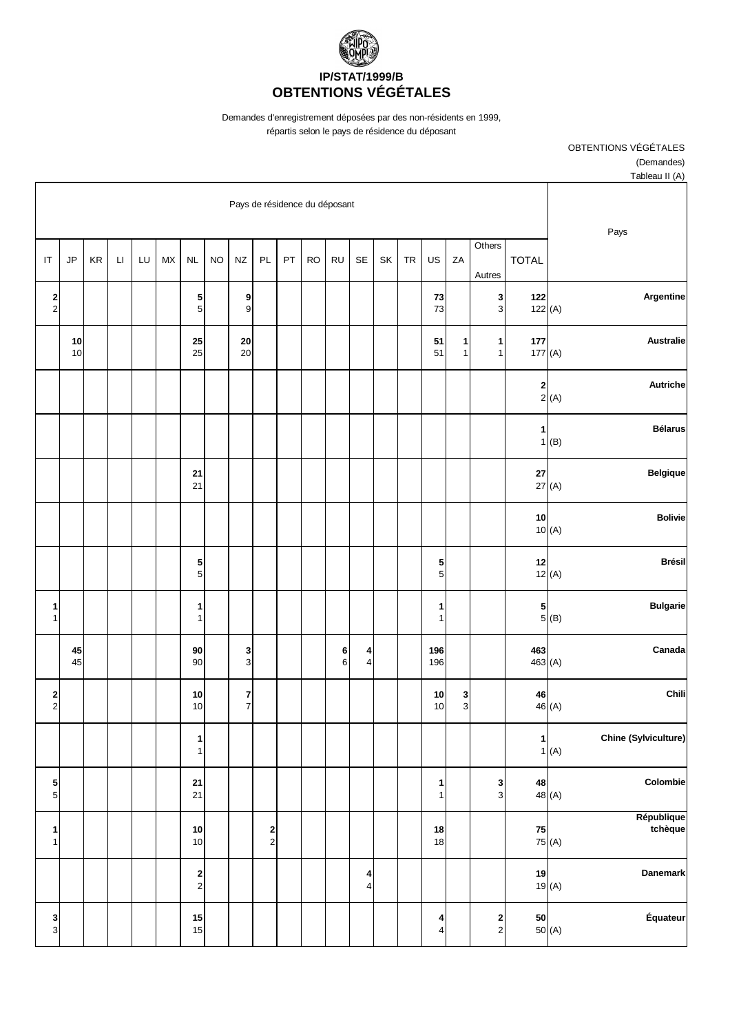# IP/STAT/1999/B
# OBTENTIONS VÉGÉTALES

Demandes d'enregistrement déposées par des non-résidents en 1999, répartis selon le pays de résidence du déposant

OBTENTIONS VÉGÉTALES
(Demandes)
Tableau II (A)

| IT | JP | KR | LI | LU | MX | NL | NO | NZ | PL | PT | RO | RU | SE | SK | TR | US | ZA | Others Autres | TOTAL | | Pays |
|---|---|---|---|---|---|---|---|---|---|---|---|---|---|---|---|---|---|---|---|---|---|
| **2** 2 | | | | | | **5** 5 | | **9** 9 | | | | | | | | **73** 73 | | **3** 3 | **122** 122 | (A) | **Argentine** |
| | **10** 10 | | | | | **25** 25 | | **20** 20 | | | | | | | | **51** 51 | **1** 1 | **1** 1 | **177** 177 | (A) | **Australie** |
| | | | | | | | | | | | | | | | | | | | **2** 2 | (A) | **Autriche** |
| | | | | | | | | | | | | | | | | | | | **1** 1 | (B) | **Bélarus** |
| | | | | | | **21** 21 | | | | | | | | | | | | | **27** 27 | (A) | **Belgique** |
| | | | | | | | | | | | | | | | | | | | **10** 10 | (A) | **Bolivie** |
| | | | | | | **5** 5 | | | | | | | | | | **5** 5 | | | **12** 12 | (A) | **Brésil** |
| **1** 1 | | | | | | **1** 1 | | | | | | | | | | **1** 1 | | | **5** 5 | (B) | **Bulgarie** |
| | **45** 45 | | | | | **90** 90 | | **3** 3 | | | | **6** 6 | **4** 4 | | | **196** 196 | | | **463** 463 | (A) | **Canada** |
| **2** 2 | | | | | | **10** 10 | | **7** 7 | | | | | | | | **10** 10 | **3** 3 | | **46** 46 | (A) | **Chili** |
| | | | | | | **1** 1 | | | | | | | | | | | | | **1** 1 | (A) | **Chine (Sylviculture)** |
| **5** 5 | | | | | | **21** 21 | | | | | | | | | | **1** 1 | | **3** 3 | **48** 48 | (A) | **Colombie** |
| **1** 1 | | | | | | **10** 10 | | | **2** 2 | | | | | | | **18** 18 | | | **75** 75 | (A) | **République tchèque** |
| | | | | | | **2** 2 | | | | | | | **4** 4 | | | | | | **19** 19 | (A) | **Danemark** |
| **3** 3 | | | | | | **15** 15 | | | | | | | | | | **4** 4 | | **2** 2 | **50** 50 | (A) | **Équateur** |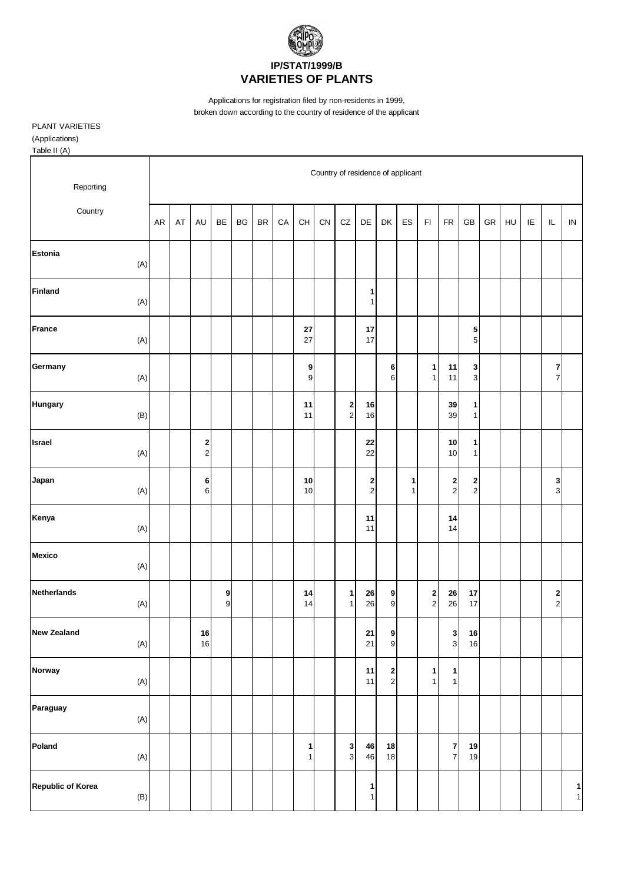# IP/STAT/1999/B

# VARIETIES OF PLANTS

Applications for registration filed by non-residents in 1999, broken down according to the country of residence of the applicant

PLANT VARIETIES
(Applications)
Table II (A)

| Reporting Country | | Country of residence of applicant | | | | | | | | | | | | | | | | | | | | |
|---|---|---|---|---|---|---|---|---|---|---|---|---|---|---|---|---|---|---|---|---|---|---|
| | | AR | AT | AU | BE | BG | BR | CA | CH | CN | CZ | DE | DK | ES | FI | FR | GB | GR | HU | IE | IL | IN |
| **Estonia** | (A) | | | | | | | | | | | | | | | | | | | | | |
| **Finland** | (A) | | | | | | | | | | | **1** 1 | | | | | | | | | | |
| **France** | (A) | | | | | | | | **27** 27 | | | **17** 17 | | | | | **5** 5 | | | | | |
| **Germany** | (A) | | | | | | | | **9** 9 | | | | **6** 6 | | **1** 1 | **11** 11 | **3** 3 | | | | **7** 7 | |
| **Hungary** | (B) | | | | | | | | **11** 11 | | **2** 2 | **16** 16 | | | | **39** 39 | **1** 1 | | | | | |
| **Israel** | (A) | | | **2** 2 | | | | | | | | **22** 22 | | | | **10** 10 | **1** 1 | | | | | |
| **Japan** | (A) | | | **6** 6 | | | | | **10** 10 | | | **2** 2 | | **1** 1 | | **2** 2 | **2** 2 | | | | **3** 3 | |
| **Kenya** | (A) | | | | | | | | | | | **11** 11 | | | | **14** 14 | | | | | | |
| **Mexico** | (A) | | | | | | | | | | | | | | | | | | | | | |
| **Netherlands** | (A) | | | | **9** 9 | | | | **14** 14 | | **1** 1 | **26** 26 | **9** 9 | | **2** 2 | **26** 26 | **17** 17 | | | | **2** 2 | |
| **New Zealand** | (A) | | | **16** 16 | | | | | | | | **21** 21 | **9** 9 | | | **3** 3 | **16** 16 | | | | | |
| **Norway** | (A) | | | | | | | | | | | **11** 11 | **2** 2 | | **1** 1 | **1** 1 | | | | | | |
| **Paraguay** | (A) | | | | | | | | | | | | | | | | | | | | | |
| **Poland** | (A) | | | | | | | | **1** 1 | | **3** 3 | **46** 46 | **18** 18 | | | **7** 7 | **19** 19 | | | | | |
| **Republic of Korea** | (B) | | | | | | | | | | | **1** 1 | | | | | | | | | | **1** 1 |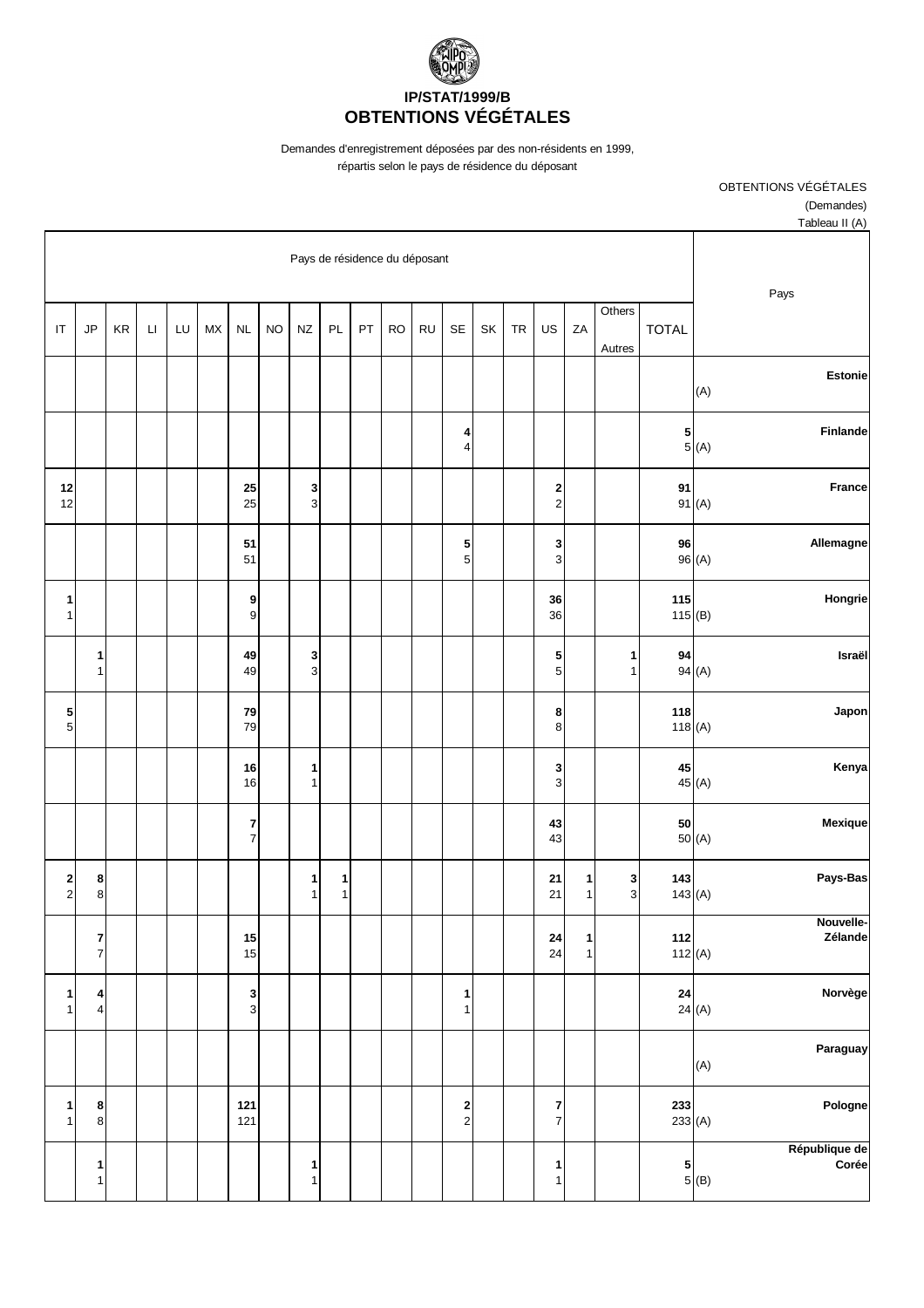# IP/STAT/1999/B
# OBTENTIONS VÉGÉTALES

Demandes d'enregistrement déposées par des non-résidents en 1999, répartis selon le pays de résidence du déposant

OBTENTIONS VÉGÉTALES
(Demandes)
Tableau II (A)

| Pays de résidence du déposant | | | | | | | | | | | | | | | | | | | | Pays |
|---|---|---|---|---|---|---|---|---|---|---|---|---|---|---|---|---|---|---|---|---|
| IT | JP | KR | LI | LU | MX | NL | NO | NZ | PL | PT | RO | RU | SE | SK | TR | US | ZA | Others Autres | TOTAL | |
| | | | | | | | | | | | | | | | | | | | | (A) **Estonie** |
| | | | | | | | | | | | | | **4** 4 | | | | | | **5** 5 | (A) **Finlande** |
| **12** 12 | | | | | | **25** 25 | | **3** 3 | | | | | | | | **2** 2 | | | **91** 91 | (A) **France** |
| | | | | | | **51** 51 | | | | | | | **5** 5 | | | **3** 3 | | | **96** 96 | (A) **Allemagne** |
| **1** 1 | | | | | | **9** 9 | | | | | | | | | | **36** 36 | | | **115** 115 | (B) **Hongrie** |
| | **1** 1 | | | | | **49** 49 | | **3** 3 | | | | | | | | **5** 5 | | **1** 1 | **94** 94 | (A) **Israël** |
| **5** 5 | | | | | | **79** 79 | | | | | | | | | | **8** 8 | | | **118** 118 | (A) **Japon** |
| | | | | | | **16** 16 | | **1** 1 | | | | | | | | **3** 3 | | | **45** 45 | (A) **Kenya** |
| | | | | | | **7** 7 | | | | | | | | | | **43** 43 | | | **50** 50 | (A) **Mexique** |
| **2** 2 | **8** 8 | | | | | | | **1** 1 | **1** 1 | | | | | | | **21** 21 | **1** 1 | **3** 3 | **143** 143 | (A) **Pays-Bas** |
| | **7** 7 | | | | | **15** 15 | | | | | | | | | | **24** 24 | **1** 1 | | **112** 112 | (A) **Nouvelle-Zélande** |
| **1** 1 | **4** 4 | | | | | **3** 3 | | | | | | | **1** 1 | | | | | | **24** 24 | (A) **Norvège** |
| | | | | | | | | | | | | | | | | | | | | (A) **Paraguay** |
| **1** 1 | **8** 8 | | | | | **121** 121 | | | | | | | **2** 2 | | | **7** 7 | | | **233** 233 | (A) **Pologne** |
| | **1** 1 | | | | | | | **1** 1 | | | | | | | | **1** 1 | | | **5** 5 | (B) **République de Corée** |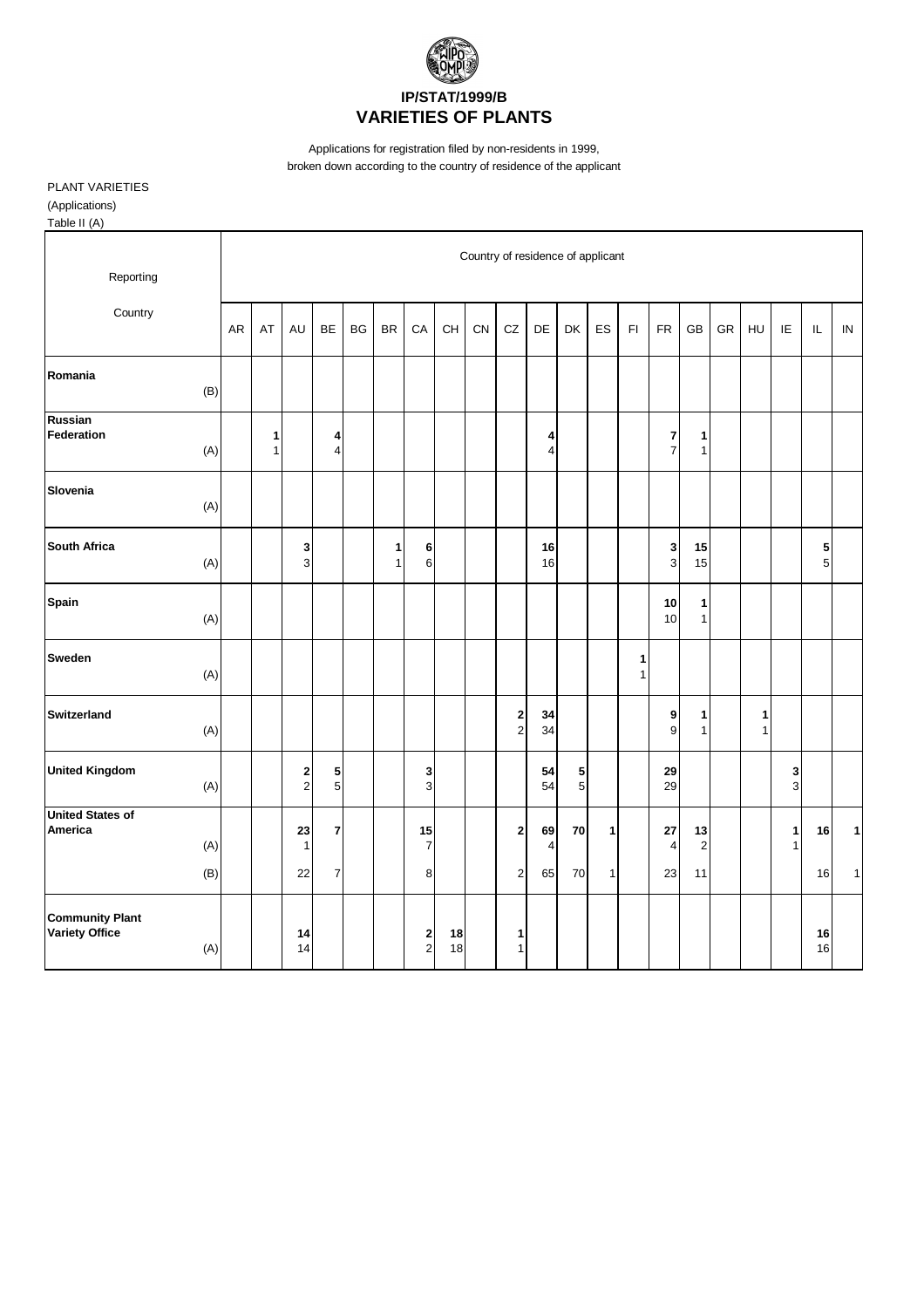**IP/STAT/1999/B**

# VARIETIES OF PLANTS

Applications for registration filed by non-residents in 1999, broken down according to the country of residence of the applicant

PLANT VARIETIES
(Applications)
Table II (A)

| Reporting Country | | Country of residence of applicant | | | | | | | | | | | | | | | | | | | | |
|---|---|---|---|---|---|---|---|---|---|---|---|---|---|---|---|---|---|---|---|---|---|---|
| | | AR | AT | AU | BE | BG | BR | CA | CH | CN | CZ | DE | DK | ES | FI | FR | GB | GR | HU | IE | IL | IN |
| **Romania** | (B) | | | | | | | | | | | | | | | | | | | | | |
| **Russian Federation** | | | **1** | | **4** | | | | | | | **4** | | | | **7** | **1** | | | | | |
| | (A) | | 1 | | 4 | | | | | | | 4 | | | | 7 | 1 | | | | | |
| **Slovenia** | (A) | | | | | | | | | | | | | | | | | | | | | |
| **South Africa** | | | | **3** | | | **1** | **6** | | | | **16** | | | | **3** | **15** | | | | **5** | |
| | (A) | | | 3 | | | 1 | 6 | | | | 16 | | | | 3 | 15 | | | | 5 | |
| **Spain** | | | | | | | | | | | | | | | | **10** | **1** | | | | | |
| | (A) | | | | | | | | | | | | | | | 10 | 1 | | | | | |
| **Sweden** | | | | | | | | | | | | | | | **1** | | | | | | | |
| | (A) | | | | | | | | | | | | | | 1 | | | | | | | |
| **Switzerland** | | | | | | | | | | | **2** | **34** | | | | **9** | **1** | | **1** | | | |
| | (A) | | | | | | | | | | 2 | 34 | | | | 9 | 1 | | 1 | | | |
| **United Kingdom** | | | | **2** | **5** | | | **3** | | | | **54** | **5** | | | **29** | | | | **3** | | |
| | (A) | | | 2 | 5 | | | 3 | | | | 54 | 5 | | | 29 | | | | 3 | | |
| **United States of America** | | | | **23** | **7** | | | **15** | | | **2** | **69** | **70** | **1** | | **27** | **13** | | | **1** | **16** | **1** |
| | (A) | | | 1 | | | | 7 | | | | 4 | | | | 4 | 2 | | | 1 | | |
| | (B) | | | 22 | 7 | | | 8 | | | 2 | 65 | 70 | 1 | | 23 | 11 | | | | 16 | 1 |
| **Community Plant Variety Office** | | | | **14** | | | | **2** | **18** | | **1** | | | | | | | | | | **16** | |
| | (A) | | | 14 | | | | 2 | 18 | | 1 | | | | | | | | | | 16 | |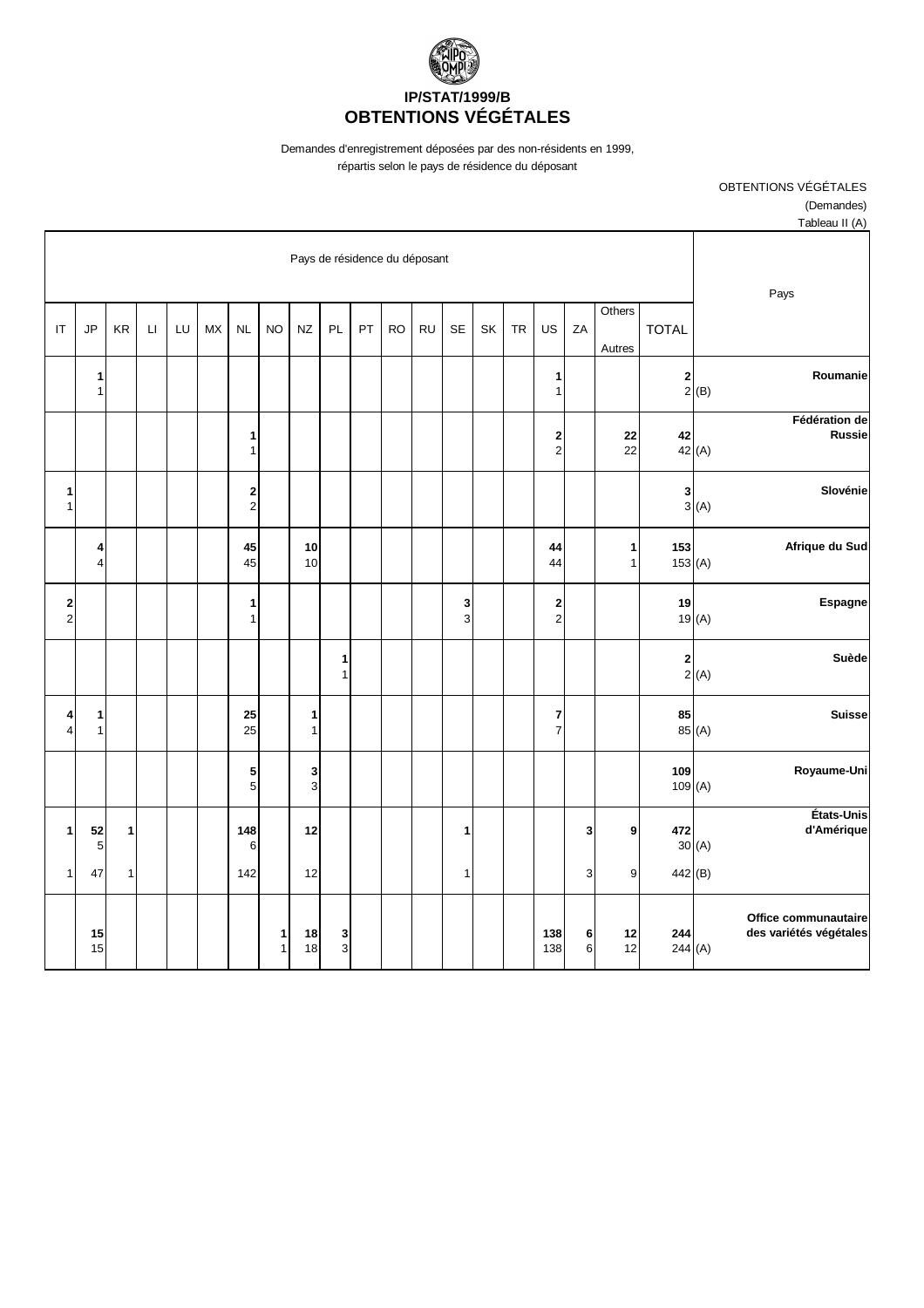# IP/STAT/1999/B
# OBTENTIONS VÉGÉTALES

Demandes d'enregistrement déposées par des non-résidents en 1999, répartis selon le pays de résidence du déposant

OBTENTIONS VÉGÉTALES
(Demandes)
Tableau II (A)

| Pays de résidence du déposant | | | | | | | | | | | | | | | | | | | | | Pays |
|---|---|---|---|---|---|---|---|---|---|---|---|---|---|---|---|---|---|---|---|---|---|
| IT | JP | KR | LI | LU | MX | NL | NO | NZ | PL | PT | RO | RU | SE | SK | TR | US | ZA | Others Autres | TOTAL | | |
| | **1** | | | | | | | | | | | | | | | **1** | | | **2** | | **Roumanie** |
| | 1 | | | | | | | | | | | | | | | 1 | | | 2 | (B) | |
| | | | | | | **1** | | | | | | | | | | **2** | | **22** | **42** | | **Fédération de Russie** |
| | | | | | | 1 | | | | | | | | | | 2 | | 22 | 42 | (A) | |
| **1** | | | | | | **2** | | | | | | | | | | | | | **3** | | **Slovénie** |
| 1 | | | | | | 2 | | | | | | | | | | | | | 3 | (A) | |
| | **4** | | | | | **45** | | **10** | | | | | | | | **44** | | **1** | **153** | | **Afrique du Sud** |
| | 4 | | | | | 45 | | 10 | | | | | | | | 44 | | 1 | 153 | (A) | |
| **2** | | | | | | **1** | | | | | | | **3** | | | **2** | | | **19** | | **Espagne** |
| 2 | | | | | | 1 | | | | | | | 3 | | | 2 | | | 19 | (A) | |
| | | | | | | | | | **1** | | | | | | | | | | **2** | | **Suède** |
| | | | | | | | | | 1 | | | | | | | | | | 2 | (A) | |
| **4** | **1** | | | | | **25** | | **1** | | | | | | | | **7** | | | **85** | | **Suisse** |
| 4 | 1 | | | | | 25 | | 1 | | | | | | | | 7 | | | 85 | (A) | |
| | | | | | | **5** | | **3** | | | | | | | | | | | **109** | | **Royaume-Uni** |
| | | | | | | 5 | | 3 | | | | | | | | | | | 109 | (A) | |
| **1** | **52** | **1** | | | | **148** | | **12** | | | | | **1** | | | | **3** | **9** | **472** | | **États-Unis d'Amérique** |
| | 5 | | | | | 6 | | | | | | | | | | | | | 30 | (A) | |
| 1 | 47 | 1 | | | | 142 | | 12 | | | | | 1 | | | | 3 | 9 | 442 | (B) | |
| | **15** | | | | | | **1** | **18** | **3** | | | | | | | **138** | **6** | **12** | **244** | | **Office communautaire des variétés végétales** |
| | 15 | | | | | | 1 | 18 | 3 | | | | | | | 138 | 6 | 12 | 244 | (A) | |